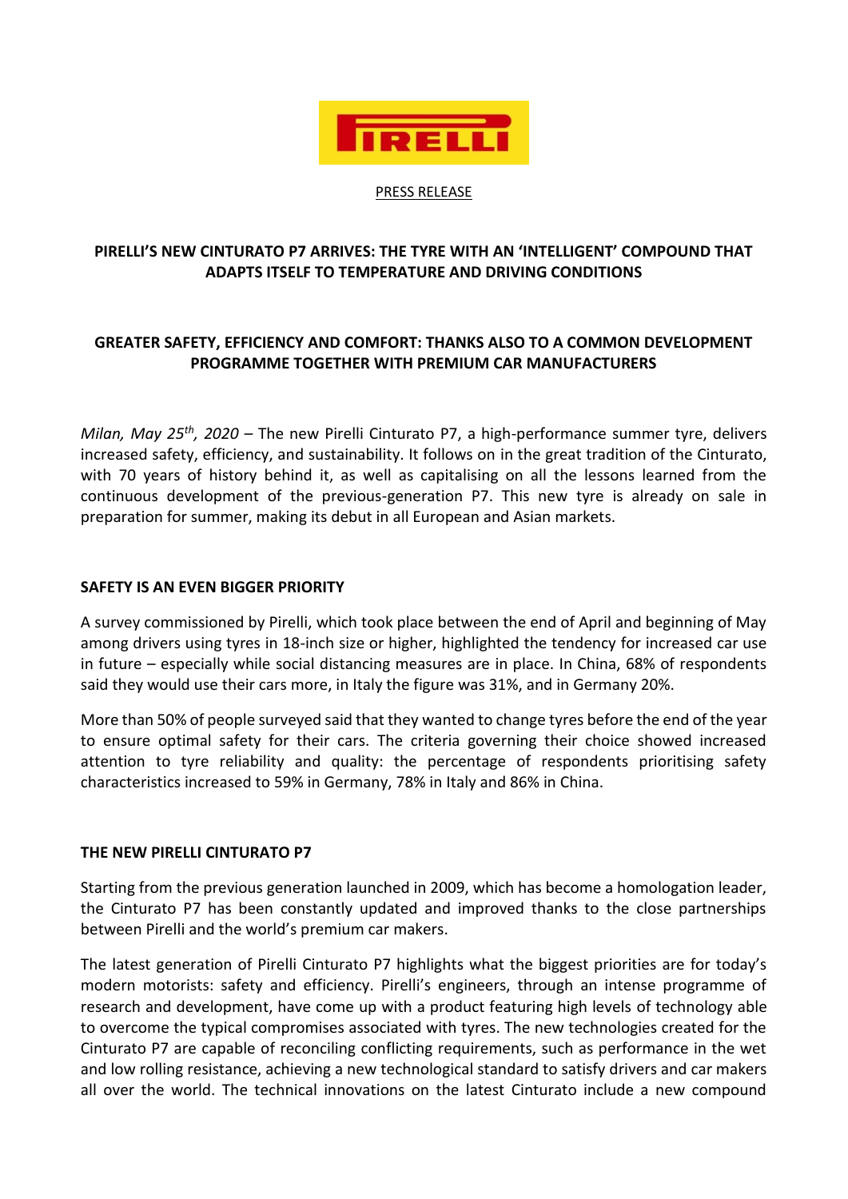PRESS RELEASE

## PIRELLI'S NEW CINTURATO P7 ARRIVES: THE TYRE WITH AN 'INTELLIGENT' COMPOUND THAT ADAPTS ITSELF TO TEMPERATURE AND DRIVING CONDITIONS

## GREATER SAFETY, EFFICIENCY AND COMFORT: THANKS ALSO TO A COMMON DEVELOPMENT PROGRAMME TOGETHER WITH PREMIUM CAR MANUFACTURERS

*Milan, May 25th, 2020* – The new Pirelli Cinturato P7, a high-performance summer tyre, delivers increased safety, efficiency, and sustainability. It follows on in the great tradition of the Cinturato, with 70 years of history behind it, as well as capitalising on all the lessons learned from the continuous development of the previous-generation P7. This new tyre is already on sale in preparation for summer, making its debut in all European and Asian markets.

### SAFETY IS AN EVEN BIGGER PRIORITY

A survey commissioned by Pirelli, which took place between the end of April and beginning of May among drivers using tyres in 18-inch size or higher, highlighted the tendency for increased car use in future – especially while social distancing measures are in place. In China, 68% of respondents said they would use their cars more, in Italy the figure was 31%, and in Germany 20%.

More than 50% of people surveyed said that they wanted to change tyres before the end of the year to ensure optimal safety for their cars. The criteria governing their choice showed increased attention to tyre reliability and quality: the percentage of respondents prioritising safety characteristics increased to 59% in Germany, 78% in Italy and 86% in China.

### THE NEW PIRELLI CINTURATO P7

Starting from the previous generation launched in 2009, which has become a homologation leader, the Cinturato P7 has been constantly updated and improved thanks to the close partnerships between Pirelli and the world's premium car makers.

The latest generation of Pirelli Cinturato P7 highlights what the biggest priorities are for today's modern motorists: safety and efficiency. Pirelli's engineers, through an intense programme of research and development, have come up with a product featuring high levels of technology able to overcome the typical compromises associated with tyres. The new technologies created for the Cinturato P7 are capable of reconciling conflicting requirements, such as performance in the wet and low rolling resistance, achieving a new technological standard to satisfy drivers and car makers all over the world. The technical innovations on the latest Cinturato include a new compound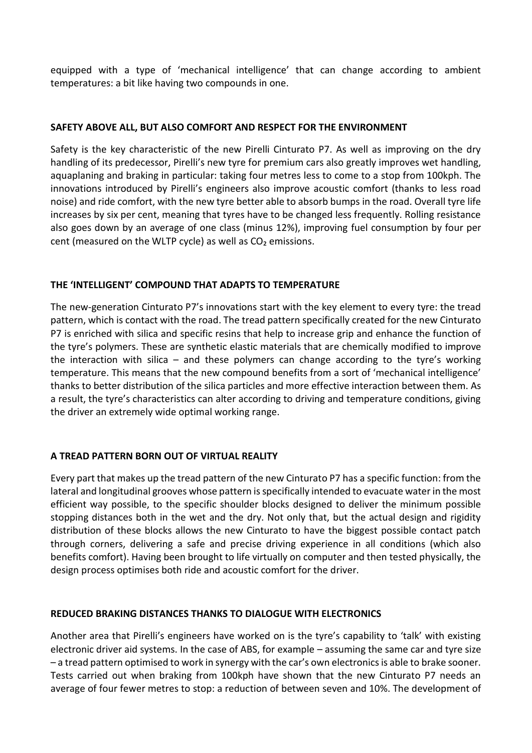equipped with a type of 'mechanical intelligence' that can change according to ambient temperatures: a bit like having two compounds in one.

**SAFETY ABOVE ALL, BUT ALSO COMFORT AND RESPECT FOR THE ENVIRONMENT**

Safety is the key characteristic of the new Pirelli Cinturato P7. As well as improving on the dry handling of its predecessor, Pirelli's new tyre for premium cars also greatly improves wet handling, aquaplaning and braking in particular: taking four metres less to come to a stop from 100kph. The innovations introduced by Pirelli's engineers also improve acoustic comfort (thanks to less road noise) and ride comfort, with the new tyre better able to absorb bumps in the road. Overall tyre life increases by six per cent, meaning that tyres have to be changed less frequently. Rolling resistance also goes down by an average of one class (minus 12%), improving fuel consumption by four per cent (measured on the WLTP cycle) as well as $CO_2$ emissions.

**THE 'INTELLIGENT' COMPOUND THAT ADAPTS TO TEMPERATURE**

The new-generation Cinturato P7's innovations start with the key element to every tyre: the tread pattern, which is contact with the road. The tread pattern specifically created for the new Cinturato P7 is enriched with silica and specific resins that help to increase grip and enhance the function of the tyre's polymers. These are synthetic elastic materials that are chemically modified to improve the interaction with silica – and these polymers can change according to the tyre's working temperature. This means that the new compound benefits from a sort of 'mechanical intelligence' thanks to better distribution of the silica particles and more effective interaction between them. As a result, the tyre's characteristics can alter according to driving and temperature conditions, giving the driver an extremely wide optimal working range.

**A TREAD PATTERN BORN OUT OF VIRTUAL REALITY**

Every part that makes up the tread pattern of the new Cinturato P7 has a specific function: from the lateral and longitudinal grooves whose pattern is specifically intended to evacuate water in the most efficient way possible, to the specific shoulder blocks designed to deliver the minimum possible stopping distances both in the wet and the dry. Not only that, but the actual design and rigidity distribution of these blocks allows the new Cinturato to have the biggest possible contact patch through corners, delivering a safe and precise driving experience in all conditions (which also benefits comfort). Having been brought to life virtually on computer and then tested physically, the design process optimises both ride and acoustic comfort for the driver.

**REDUCED BRAKING DISTANCES THANKS TO DIALOGUE WITH ELECTRONICS**

Another area that Pirelli's engineers have worked on is the tyre's capability to 'talk' with existing electronic driver aid systems. In the case of ABS, for example – assuming the same car and tyre size – a tread pattern optimised to work in synergy with the car's own electronics is able to brake sooner. Tests carried out when braking from 100kph have shown that the new Cinturato P7 needs an average of four fewer metres to stop: a reduction of between seven and 10%. The development of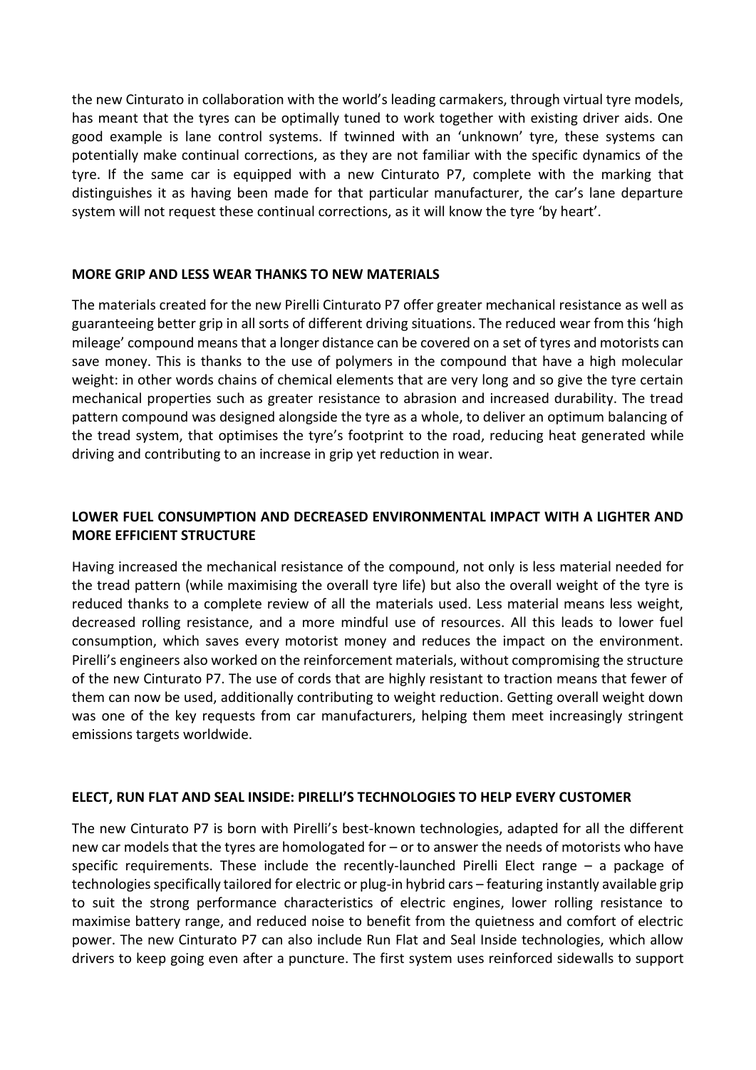the new Cinturato in collaboration with the world's leading carmakers, through virtual tyre models, has meant that the tyres can be optimally tuned to work together with existing driver aids. One good example is lane control systems. If twinned with an 'unknown' tyre, these systems can potentially make continual corrections, as they are not familiar with the specific dynamics of the tyre. If the same car is equipped with a new Cinturato P7, complete with the marking that distinguishes it as having been made for that particular manufacturer, the car's lane departure system will not request these continual corrections, as it will know the tyre 'by heart'.

**MORE GRIP AND LESS WEAR THANKS TO NEW MATERIALS**

The materials created for the new Pirelli Cinturato P7 offer greater mechanical resistance as well as guaranteeing better grip in all sorts of different driving situations. The reduced wear from this 'high mileage' compound means that a longer distance can be covered on a set of tyres and motorists can save money. This is thanks to the use of polymers in the compound that have a high molecular weight: in other words chains of chemical elements that are very long and so give the tyre certain mechanical properties such as greater resistance to abrasion and increased durability. The tread pattern compound was designed alongside the tyre as a whole, to deliver an optimum balancing of the tread system, that optimises the tyre's footprint to the road, reducing heat generated while driving and contributing to an increase in grip yet reduction in wear.

**LOWER FUEL CONSUMPTION AND DECREASED ENVIRONMENTAL IMPACT WITH A LIGHTER AND MORE EFFICIENT STRUCTURE**

Having increased the mechanical resistance of the compound, not only is less material needed for the tread pattern (while maximising the overall tyre life) but also the overall weight of the tyre is reduced thanks to a complete review of all the materials used. Less material means less weight, decreased rolling resistance, and a more mindful use of resources. All this leads to lower fuel consumption, which saves every motorist money and reduces the impact on the environment. Pirelli's engineers also worked on the reinforcement materials, without compromising the structure of the new Cinturato P7. The use of cords that are highly resistant to traction means that fewer of them can now be used, additionally contributing to weight reduction. Getting overall weight down was one of the key requests from car manufacturers, helping them meet increasingly stringent emissions targets worldwide.

**ELECT, RUN FLAT AND SEAL INSIDE: PIRELLI'S TECHNOLOGIES TO HELP EVERY CUSTOMER**

The new Cinturato P7 is born with Pirelli's best-known technologies, adapted for all the different new car models that the tyres are homologated for – or to answer the needs of motorists who have specific requirements. These include the recently-launched Pirelli Elect range – a package of technologies specifically tailored for electric or plug-in hybrid cars – featuring instantly available grip to suit the strong performance characteristics of electric engines, lower rolling resistance to maximise battery range, and reduced noise to benefit from the quietness and comfort of electric power. The new Cinturato P7 can also include Run Flat and Seal Inside technologies, which allow drivers to keep going even after a puncture. The first system uses reinforced sidewalls to support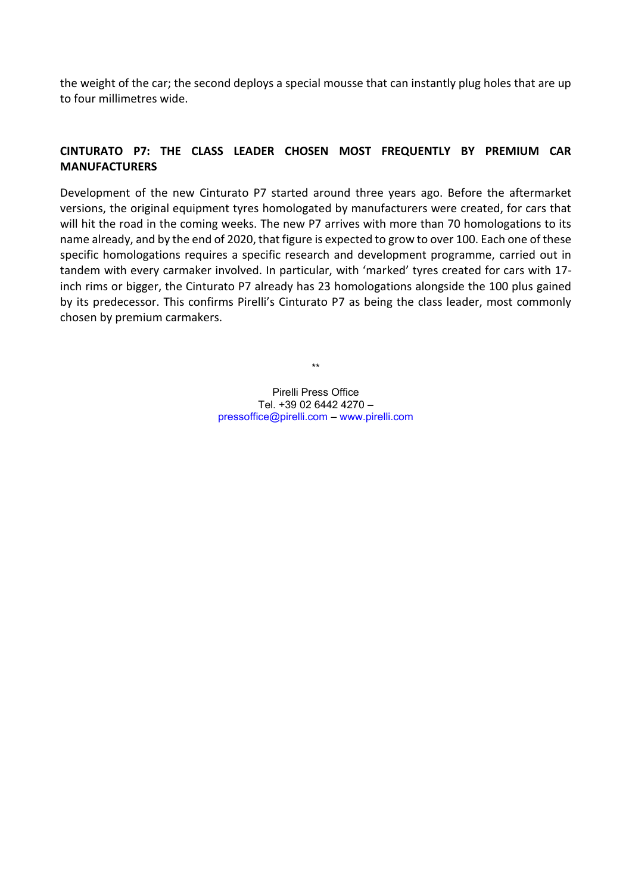the weight of the car; the second deploys a special mousse that can instantly plug holes that are up to four millimetres wide.

## CINTURATO P7: THE CLASS LEADER CHOSEN MOST FREQUENTLY BY PREMIUM CAR MANUFACTURERS

Development of the new Cinturato P7 started around three years ago. Before the aftermarket versions, the original equipment tyres homologated by manufacturers were created, for cars that will hit the road in the coming weeks. The new P7 arrives with more than 70 homologations to its name already, and by the end of 2020, that figure is expected to grow to over 100. Each one of these specific homologations requires a specific research and development programme, carried out in tandem with every carmaker involved. In particular, with 'marked' tyres created for cars with 17-inch rims or bigger, the Cinturato P7 already has 23 homologations alongside the 100 plus gained by its predecessor. This confirms Pirelli's Cinturato P7 as being the class leader, most commonly chosen by premium carmakers.

**

Pirelli Press Office
Tel. +39 02 6442 4270 –
pressoffice@pirelli.com – www.pirelli.com